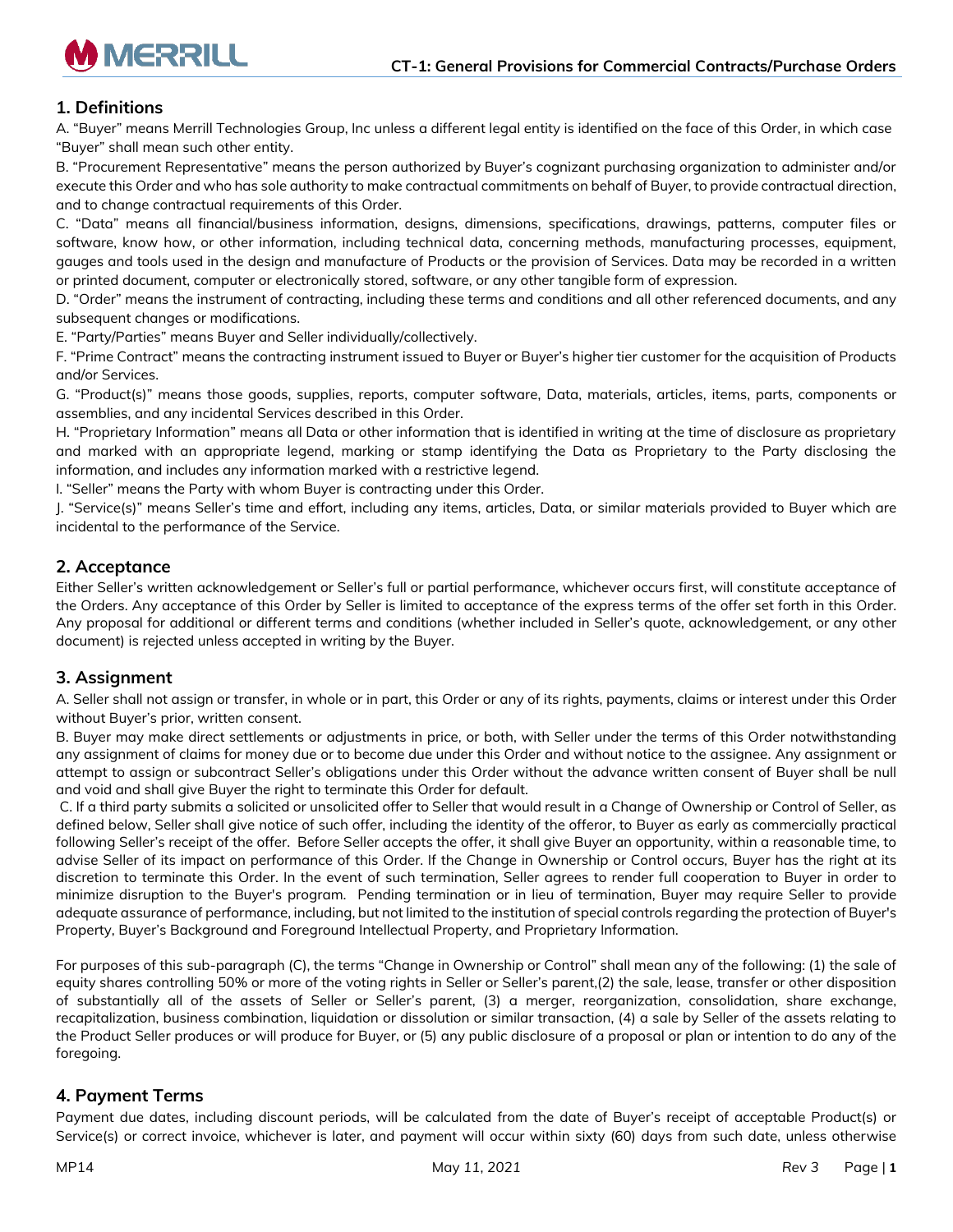# CT-1: General Provisions for Commercial Contracts/Purchase Orders

## 1. Definitions

A. "Buyer" means Merrill Technologies Group, Inc unless a different legal entity is identified on the face of this Order, in which case "Buyer" shall mean such other entity.

B. "Procurement Representative" means the person authorized by Buyer's cognizant purchasing organization to administer and/or execute this Order and who has sole authority to make contractual commitments on behalf of Buyer, to provide contractual direction, and to change contractual requirements of this Order.

C. "Data" means all financial/business information, designs, dimensions, specifications, drawings, patterns, computer files or software, know how, or other information, including technical data, concerning methods, manufacturing processes, equipment, gauges and tools used in the design and manufacture of Products or the provision of Services. Data may be recorded in a written or printed document, computer or electronically stored, software, or any other tangible form of expression.

D. "Order" means the instrument of contracting, including these terms and conditions and all other referenced documents, and any subsequent changes or modifications.

E. "Party/Parties" means Buyer and Seller individually/collectively.

F. "Prime Contract" means the contracting instrument issued to Buyer or Buyer's higher tier customer for the acquisition of Products and/or Services.

G. "Product(s)" means those goods, supplies, reports, computer software, Data, materials, articles, items, parts, components or assemblies, and any incidental Services described in this Order.

H. "Proprietary Information" means all Data or other information that is identified in writing at the time of disclosure as proprietary and marked with an appropriate legend, marking or stamp identifying the Data as Proprietary to the Party disclosing the information, and includes any information marked with a restrictive legend.

I. "Seller" means the Party with whom Buyer is contracting under this Order.

J. "Service(s)" means Seller's time and effort, including any items, articles, Data, or similar materials provided to Buyer which are incidental to the performance of the Service.

## 2. Acceptance

Either Seller's written acknowledgement or Seller's full or partial performance, whichever occurs first, will constitute acceptance of the Orders. Any acceptance of this Order by Seller is limited to acceptance of the express terms of the offer set forth in this Order. Any proposal for additional or different terms and conditions (whether included in Seller's quote, acknowledgement, or any other document) is rejected unless accepted in writing by the Buyer.

## 3. Assignment

A. Seller shall not assign or transfer, in whole or in part, this Order or any of its rights, payments, claims or interest under this Order without Buyer's prior, written consent.

B. Buyer may make direct settlements or adjustments in price, or both, with Seller under the terms of this Order notwithstanding any assignment of claims for money due or to become due under this Order and without notice to the assignee. Any assignment or attempt to assign or subcontract Seller's obligations under this Order without the advance written consent of Buyer shall be null and void and shall give Buyer the right to terminate this Order for default.

C. If a third party submits a solicited or unsolicited offer to Seller that would result in a Change of Ownership or Control of Seller, as defined below, Seller shall give notice of such offer, including the identity of the offeror, to Buyer as early as commercially practical following Seller's receipt of the offer. Before Seller accepts the offer, it shall give Buyer an opportunity, within a reasonable time, to advise Seller of its impact on performance of this Order. If the Change in Ownership or Control occurs, Buyer has the right at its discretion to terminate this Order. In the event of such termination, Seller agrees to render full cooperation to Buyer in order to minimize disruption to the Buyer's program. Pending termination or in lieu of termination, Buyer may require Seller to provide adequate assurance of performance, including, but not limited to the institution of special controls regarding the protection of Buyer's Property, Buyer's Background and Foreground Intellectual Property, and Proprietary Information.

For purposes of this sub-paragraph (C), the terms "Change in Ownership or Control" shall mean any of the following: (1) the sale of equity shares controlling 50% or more of the voting rights in Seller or Seller's parent,(2) the sale, lease, transfer or other disposition of substantially all of the assets of Seller or Seller's parent, (3) a merger, reorganization, consolidation, share exchange, recapitalization, business combination, liquidation or dissolution or similar transaction, (4) a sale by Seller of the assets relating to the Product Seller produces or will produce for Buyer, or (5) any public disclosure of a proposal or plan or intention to do any of the foregoing.

## 4. Payment Terms

Payment due dates, including discount periods, will be calculated from the date of Buyer's receipt of acceptable Product(s) or Service(s) or correct invoice, whichever is later, and payment will occur within sixty (60) days from such date, unless otherwise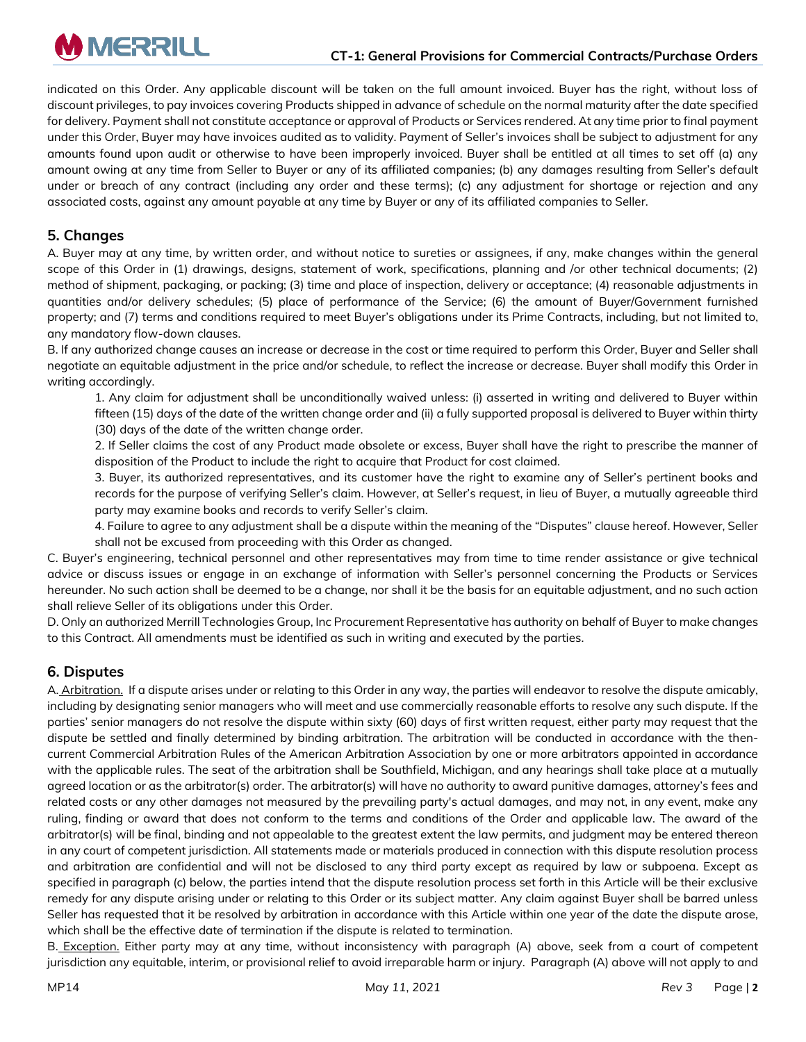indicated on this Order. Any applicable discount will be taken on the full amount invoiced. Buyer has the right, without loss of discount privileges, to pay invoices covering Products shipped in advance of schedule on the normal maturity after the date specified for delivery. Payment shall not constitute acceptance or approval of Products or Services rendered. At any time prior to final payment under this Order, Buyer may have invoices audited as to validity. Payment of Seller's invoices shall be subject to adjustment for any amounts found upon audit or otherwise to have been improperly invoiced. Buyer shall be entitled at all times to set off (a) any amount owing at any time from Seller to Buyer or any of its affiliated companies; (b) any damages resulting from Seller's default under or breach of any contract (including any order and these terms); (c) any adjustment for shortage or rejection and any associated costs, against any amount payable at any time by Buyer or any of its affiliated companies to Seller.

## 5. Changes

A. Buyer may at any time, by written order, and without notice to sureties or assignees, if any, make changes within the general scope of this Order in (1) drawings, designs, statement of work, specifications, planning and /or other technical documents; (2) method of shipment, packaging, or packing; (3) time and place of inspection, delivery or acceptance; (4) reasonable adjustments in quantities and/or delivery schedules; (5) place of performance of the Service; (6) the amount of Buyer/Government furnished property; and (7) terms and conditions required to meet Buyer's obligations under its Prime Contracts, including, but not limited to, any mandatory flow-down clauses.

B. If any authorized change causes an increase or decrease in the cost or time required to perform this Order, Buyer and Seller shall negotiate an equitable adjustment in the price and/or schedule, to reflect the increase or decrease. Buyer shall modify this Order in writing accordingly.

1. Any claim for adjustment shall be unconditionally waived unless: (i) asserted in writing and delivered to Buyer within fifteen (15) days of the date of the written change order and (ii) a fully supported proposal is delivered to Buyer within thirty (30) days of the date of the written change order.
2. If Seller claims the cost of any Product made obsolete or excess, Buyer shall have the right to prescribe the manner of disposition of the Product to include the right to acquire that Product for cost claimed.
3. Buyer, its authorized representatives, and its customer have the right to examine any of Seller's pertinent books and records for the purpose of verifying Seller's claim. However, at Seller's request, in lieu of Buyer, a mutually agreeable third party may examine books and records to verify Seller's claim.
4. Failure to agree to any adjustment shall be a dispute within the meaning of the "Disputes" clause hereof. However, Seller shall not be excused from proceeding with this Order as changed.

C. Buyer's engineering, technical personnel and other representatives may from time to time render assistance or give technical advice or discuss issues or engage in an exchange of information with Seller's personnel concerning the Products or Services hereunder. No such action shall be deemed to be a change, nor shall it be the basis for an equitable adjustment, and no such action shall relieve Seller of its obligations under this Order.

D. Only an authorized Merrill Technologies Group, Inc Procurement Representative has authority on behalf of Buyer to make changes to this Contract. All amendments must be identified as such in writing and executed by the parties.

## 6. Disputes

A. Arbitration. If a dispute arises under or relating to this Order in any way, the parties will endeavor to resolve the dispute amicably, including by designating senior managers who will meet and use commercially reasonable efforts to resolve any such dispute. If the parties' senior managers do not resolve the dispute within sixty (60) days of first written request, either party may request that the dispute be settled and finally determined by binding arbitration. The arbitration will be conducted in accordance with the then-current Commercial Arbitration Rules of the American Arbitration Association by one or more arbitrators appointed in accordance with the applicable rules. The seat of the arbitration shall be Southfield, Michigan, and any hearings shall take place at a mutually agreed location or as the arbitrator(s) order. The arbitrator(s) will have no authority to award punitive damages, attorney's fees and related costs or any other damages not measured by the prevailing party's actual damages, and may not, in any event, make any ruling, finding or award that does not conform to the terms and conditions of the Order and applicable law. The award of the arbitrator(s) will be final, binding and not appealable to the greatest extent the law permits, and judgment may be entered thereon in any court of competent jurisdiction. All statements made or materials produced in connection with this dispute resolution process and arbitration are confidential and will not be disclosed to any third party except as required by law or subpoena. Except as specified in paragraph (c) below, the parties intend that the dispute resolution process set forth in this Article will be their exclusive remedy for any dispute arising under or relating to this Order or its subject matter. Any claim against Buyer shall be barred unless Seller has requested that it be resolved by arbitration in accordance with this Article within one year of the date the dispute arose, which shall be the effective date of termination if the dispute is related to termination.

B. Exception. Either party may at any time, without inconsistency with paragraph (A) above, seek from a court of competent jurisdiction any equitable, interim, or provisional relief to avoid irreparable harm or injury. Paragraph (A) above will not apply to and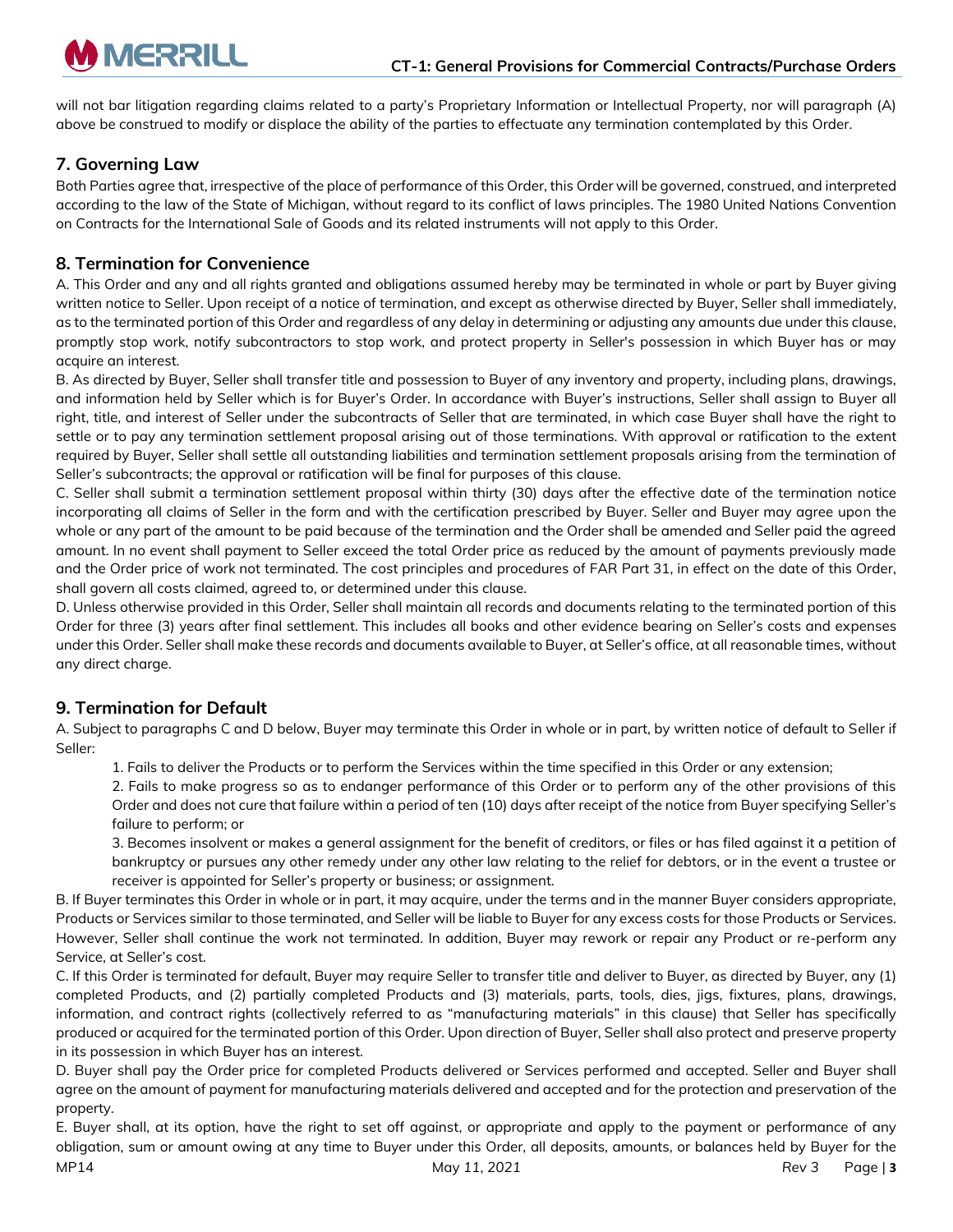will not bar litigation regarding claims related to a party's Proprietary Information or Intellectual Property, nor will paragraph (A) above be construed to modify or displace the ability of the parties to effectuate any termination contemplated by this Order.

## 7. Governing Law

Both Parties agree that, irrespective of the place of performance of this Order, this Order will be governed, construed, and interpreted according to the law of the State of Michigan, without regard to its conflict of laws principles. The 1980 United Nations Convention on Contracts for the International Sale of Goods and its related instruments will not apply to this Order.

## 8. Termination for Convenience

A. This Order and any and all rights granted and obligations assumed hereby may be terminated in whole or part by Buyer giving written notice to Seller. Upon receipt of a notice of termination, and except as otherwise directed by Buyer, Seller shall immediately, as to the terminated portion of this Order and regardless of any delay in determining or adjusting any amounts due under this clause, promptly stop work, notify subcontractors to stop work, and protect property in Seller's possession in which Buyer has or may acquire an interest.

B. As directed by Buyer, Seller shall transfer title and possession to Buyer of any inventory and property, including plans, drawings, and information held by Seller which is for Buyer's Order. In accordance with Buyer's instructions, Seller shall assign to Buyer all right, title, and interest of Seller under the subcontracts of Seller that are terminated, in which case Buyer shall have the right to settle or to pay any termination settlement proposal arising out of those terminations. With approval or ratification to the extent required by Buyer, Seller shall settle all outstanding liabilities and termination settlement proposals arising from the termination of Seller's subcontracts; the approval or ratification will be final for purposes of this clause.

C. Seller shall submit a termination settlement proposal within thirty (30) days after the effective date of the termination notice incorporating all claims of Seller in the form and with the certification prescribed by Buyer. Seller and Buyer may agree upon the whole or any part of the amount to be paid because of the termination and the Order shall be amended and Seller paid the agreed amount. In no event shall payment to Seller exceed the total Order price as reduced by the amount of payments previously made and the Order price of work not terminated. The cost principles and procedures of FAR Part 31, in effect on the date of this Order, shall govern all costs claimed, agreed to, or determined under this clause.

D. Unless otherwise provided in this Order, Seller shall maintain all records and documents relating to the terminated portion of this Order for three (3) years after final settlement. This includes all books and other evidence bearing on Seller's costs and expenses under this Order. Seller shall make these records and documents available to Buyer, at Seller's office, at all reasonable times, without any direct charge.

## 9. Termination for Default

A. Subject to paragraphs C and D below, Buyer may terminate this Order in whole or in part, by written notice of default to Seller if Seller:

1. Fails to deliver the Products or to perform the Services within the time specified in this Order or any extension;
2. Fails to make progress so as to endanger performance of this Order or to perform any of the other provisions of this Order and does not cure that failure within a period of ten (10) days after receipt of the notice from Buyer specifying Seller's failure to perform; or
3. Becomes insolvent or makes a general assignment for the benefit of creditors, or files or has filed against it a petition of bankruptcy or pursues any other remedy under any other law relating to the relief for debtors, or in the event a trustee or receiver is appointed for Seller's property or business; or assignment.

B. If Buyer terminates this Order in whole or in part, it may acquire, under the terms and in the manner Buyer considers appropriate, Products or Services similar to those terminated, and Seller will be liable to Buyer for any excess costs for those Products or Services. However, Seller shall continue the work not terminated. In addition, Buyer may rework or repair any Product or re-perform any Service, at Seller's cost.

C. If this Order is terminated for default, Buyer may require Seller to transfer title and deliver to Buyer, as directed by Buyer, any (1) completed Products, and (2) partially completed Products and (3) materials, parts, tools, dies, jigs, fixtures, plans, drawings, information, and contract rights (collectively referred to as "manufacturing materials" in this clause) that Seller has specifically produced or acquired for the terminated portion of this Order. Upon direction of Buyer, Seller shall also protect and preserve property in its possession in which Buyer has an interest.

D. Buyer shall pay the Order price for completed Products delivered or Services performed and accepted. Seller and Buyer shall agree on the amount of payment for manufacturing materials delivered and accepted and for the protection and preservation of the property.

E. Buyer shall, at its option, have the right to set off against, or appropriate and apply to the payment or performance of any obligation, sum or amount owing at any time to Buyer under this Order, all deposits, amounts, or balances held by Buyer for the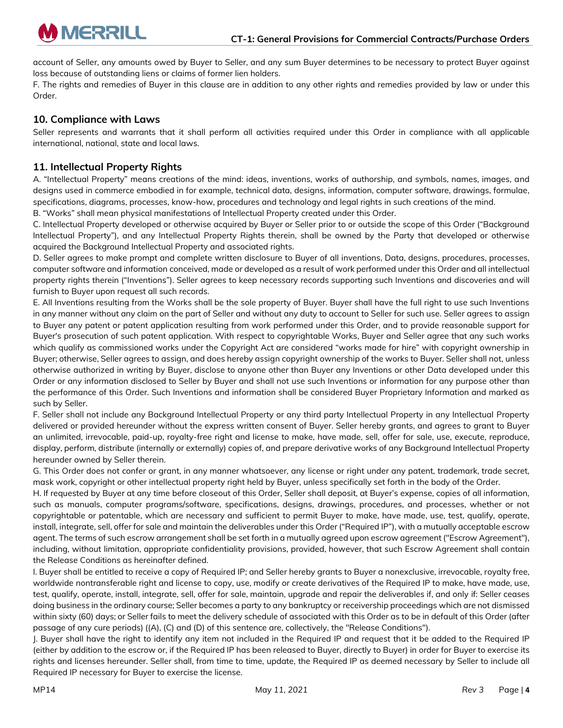account of Seller, any amounts owed by Buyer to Seller, and any sum Buyer determines to be necessary to protect Buyer against loss because of outstanding liens or claims of former lien holders.

F. The rights and remedies of Buyer in this clause are in addition to any other rights and remedies provided by law or under this Order.

## 10. Compliance with Laws

Seller represents and warrants that it shall perform all activities required under this Order in compliance with all applicable international, national, state and local laws.

## 11. Intellectual Property Rights

A. "Intellectual Property" means creations of the mind: ideas, inventions, works of authorship, and symbols, names, images, and designs used in commerce embodied in for example, technical data, designs, information, computer software, drawings, formulae, specifications, diagrams, processes, know-how, procedures and technology and legal rights in such creations of the mind.

B. "Works" shall mean physical manifestations of Intellectual Property created under this Order.

C. Intellectual Property developed or otherwise acquired by Buyer or Seller prior to or outside the scope of this Order ("Background Intellectual Property"), and any Intellectual Property Rights therein, shall be owned by the Party that developed or otherwise acquired the Background Intellectual Property and associated rights.

D. Seller agrees to make prompt and complete written disclosure to Buyer of all inventions, Data, designs, procedures, processes, computer software and information conceived, made or developed as a result of work performed under this Order and all intellectual property rights therein ("Inventions"). Seller agrees to keep necessary records supporting such Inventions and discoveries and will furnish to Buyer upon request all such records.

E. All Inventions resulting from the Works shall be the sole property of Buyer. Buyer shall have the full right to use such Inventions in any manner without any claim on the part of Seller and without any duty to account to Seller for such use. Seller agrees to assign to Buyer any patent or patent application resulting from work performed under this Order, and to provide reasonable support for Buyer's prosecution of such patent application. With respect to copyrightable Works, Buyer and Seller agree that any such works which qualify as commissioned works under the Copyright Act are considered "works made for hire" with copyright ownership in Buyer; otherwise, Seller agrees to assign, and does hereby assign copyright ownership of the works to Buyer. Seller shall not, unless otherwise authorized in writing by Buyer, disclose to anyone other than Buyer any Inventions or other Data developed under this Order or any information disclosed to Seller by Buyer and shall not use such Inventions or information for any purpose other than the performance of this Order. Such Inventions and information shall be considered Buyer Proprietary Information and marked as such by Seller.

F. Seller shall not include any Background Intellectual Property or any third party Intellectual Property in any Intellectual Property delivered or provided hereunder without the express written consent of Buyer. Seller hereby grants, and agrees to grant to Buyer an unlimited, irrevocable, paid-up, royalty-free right and license to make, have made, sell, offer for sale, use, execute, reproduce, display, perform, distribute (internally or externally) copies of, and prepare derivative works of any Background Intellectual Property hereunder owned by Seller therein.

G. This Order does not confer or grant, in any manner whatsoever, any license or right under any patent, trademark, trade secret, mask work, copyright or other intellectual property right held by Buyer, unless specifically set forth in the body of the Order.

H. If requested by Buyer at any time before closeout of this Order, Seller shall deposit, at Buyer's expense, copies of all information, such as manuals, computer programs/software, specifications, designs, drawings, procedures, and processes, whether or not copyrightable or patentable, which are necessary and sufficient to permit Buyer to make, have made, use, test, qualify, operate, install, integrate, sell, offer for sale and maintain the deliverables under this Order ("Required IP"), with a mutually acceptable escrow agent. The terms of such escrow arrangement shall be set forth in a mutually agreed upon escrow agreement ("Escrow Agreement"), including, without limitation, appropriate confidentiality provisions, provided, however, that such Escrow Agreement shall contain the Release Conditions as hereinafter defined.

I. Buyer shall be entitled to receive a copy of Required IP; and Seller hereby grants to Buyer a nonexclusive, irrevocable, royalty free, worldwide nontransferable right and license to copy, use, modify or create derivatives of the Required IP to make, have made, use, test, qualify, operate, install, integrate, sell, offer for sale, maintain, upgrade and repair the deliverables if, and only if: Seller ceases doing business in the ordinary course; Seller becomes a party to any bankruptcy or receivership proceedings which are not dismissed within sixty (60) days; or Seller fails to meet the delivery schedule of associated with this Order as to be in default of this Order (after passage of any cure periods) ((A), (C) and (D) of this sentence are, collectively, the "Release Conditions").

J. Buyer shall have the right to identify any item not included in the Required IP and request that it be added to the Required IP (either by addition to the escrow or, if the Required IP has been released to Buyer, directly to Buyer) in order for Buyer to exercise its rights and licenses hereunder. Seller shall, from time to time, update, the Required IP as deemed necessary by Seller to include all Required IP necessary for Buyer to exercise the license.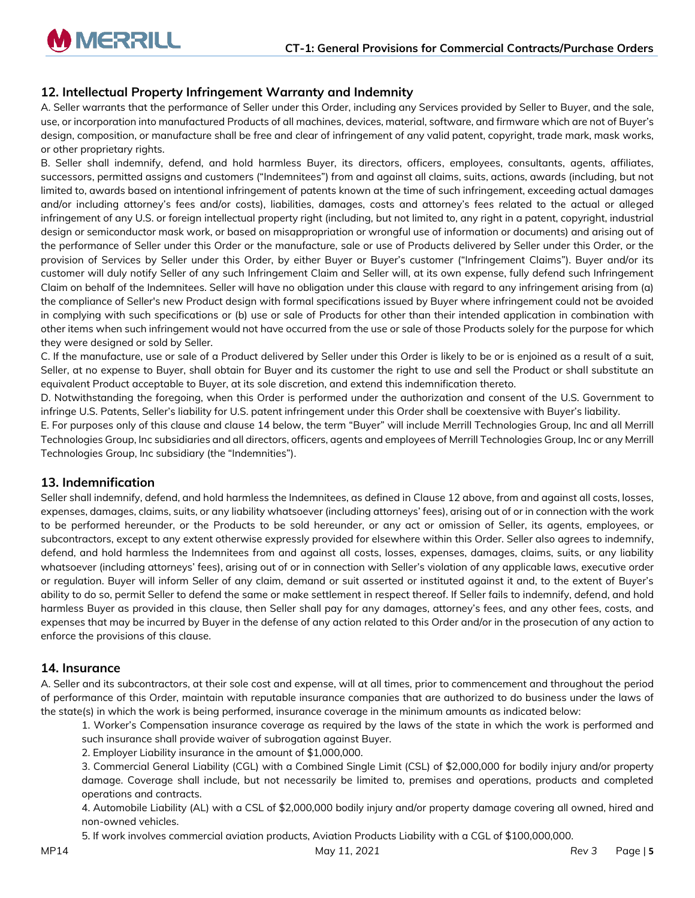## 12. Intellectual Property Infringement Warranty and Indemnity

A. Seller warrants that the performance of Seller under this Order, including any Services provided by Seller to Buyer, and the sale, use, or incorporation into manufactured Products of all machines, devices, material, software, and firmware which are not of Buyer's design, composition, or manufacture shall be free and clear of infringement of any valid patent, copyright, trade mark, mask works, or other proprietary rights.

B. Seller shall indemnify, defend, and hold harmless Buyer, its directors, officers, employees, consultants, agents, affiliates, successors, permitted assigns and customers ("Indemnitees") from and against all claims, suits, actions, awards (including, but not limited to, awards based on intentional infringement of patents known at the time of such infringement, exceeding actual damages and/or including attorney's fees and/or costs), liabilities, damages, costs and attorney's fees related to the actual or alleged infringement of any U.S. or foreign intellectual property right (including, but not limited to, any right in a patent, copyright, industrial design or semiconductor mask work, or based on misappropriation or wrongful use of information or documents) and arising out of the performance of Seller under this Order or the manufacture, sale or use of Products delivered by Seller under this Order, or the provision of Services by Seller under this Order, by either Buyer or Buyer's customer ("Infringement Claims"). Buyer and/or its customer will duly notify Seller of any such Infringement Claim and Seller will, at its own expense, fully defend such Infringement Claim on behalf of the Indemnitees. Seller will have no obligation under this clause with regard to any infringement arising from (a) the compliance of Seller's new Product design with formal specifications issued by Buyer where infringement could not be avoided in complying with such specifications or (b) use or sale of Products for other than their intended application in combination with other items when such infringement would not have occurred from the use or sale of those Products solely for the purpose for which they were designed or sold by Seller.

C. If the manufacture, use or sale of a Product delivered by Seller under this Order is likely to be or is enjoined as a result of a suit, Seller, at no expense to Buyer, shall obtain for Buyer and its customer the right to use and sell the Product or shall substitute an equivalent Product acceptable to Buyer, at its sole discretion, and extend this indemnification thereto.

D. Notwithstanding the foregoing, when this Order is performed under the authorization and consent of the U.S. Government to infringe U.S. Patents, Seller's liability for U.S. patent infringement under this Order shall be coextensive with Buyer's liability.

E. For purposes only of this clause and clause 14 below, the term "Buyer" will include Merrill Technologies Group, Inc and all Merrill Technologies Group, Inc subsidiaries and all directors, officers, agents and employees of Merrill Technologies Group, Inc or any Merrill Technologies Group, Inc subsidiary (the "Indemnities").

## 13. Indemnification

Seller shall indemnify, defend, and hold harmless the Indemnitees, as defined in Clause 12 above, from and against all costs, losses, expenses, damages, claims, suits, or any liability whatsoever (including attorneys' fees), arising out of or in connection with the work to be performed hereunder, or the Products to be sold hereunder, or any act or omission of Seller, its agents, employees, or subcontractors, except to any extent otherwise expressly provided for elsewhere within this Order. Seller also agrees to indemnify, defend, and hold harmless the Indemnitees from and against all costs, losses, expenses, damages, claims, suits, or any liability whatsoever (including attorneys' fees), arising out of or in connection with Seller's violation of any applicable laws, executive order or regulation. Buyer will inform Seller of any claim, demand or suit asserted or instituted against it and, to the extent of Buyer's ability to do so, permit Seller to defend the same or make settlement in respect thereof. If Seller fails to indemnify, defend, and hold harmless Buyer as provided in this clause, then Seller shall pay for any damages, attorney's fees, and any other fees, costs, and expenses that may be incurred by Buyer in the defense of any action related to this Order and/or in the prosecution of any action to enforce the provisions of this clause.

## 14. Insurance

A. Seller and its subcontractors, at their sole cost and expense, will at all times, prior to commencement and throughout the period of performance of this Order, maintain with reputable insurance companies that are authorized to do business under the laws of the state(s) in which the work is being performed, insurance coverage in the minimum amounts as indicated below:

1. Worker's Compensation insurance coverage as required by the laws of the state in which the work is performed and such insurance shall provide waiver of subrogation against Buyer.
2. Employer Liability insurance in the amount of $1,000,000.
3. Commercial General Liability (CGL) with a Combined Single Limit (CSL) of $2,000,000 for bodily injury and/or property damage. Coverage shall include, but not necessarily be limited to, premises and operations, products and completed operations and contracts.
4. Automobile Liability (AL) with a CSL of $2,000,000 bodily injury and/or property damage covering all owned, hired and non-owned vehicles.
5. If work involves commercial aviation products, Aviation Products Liability with a CGL of $100,000,000.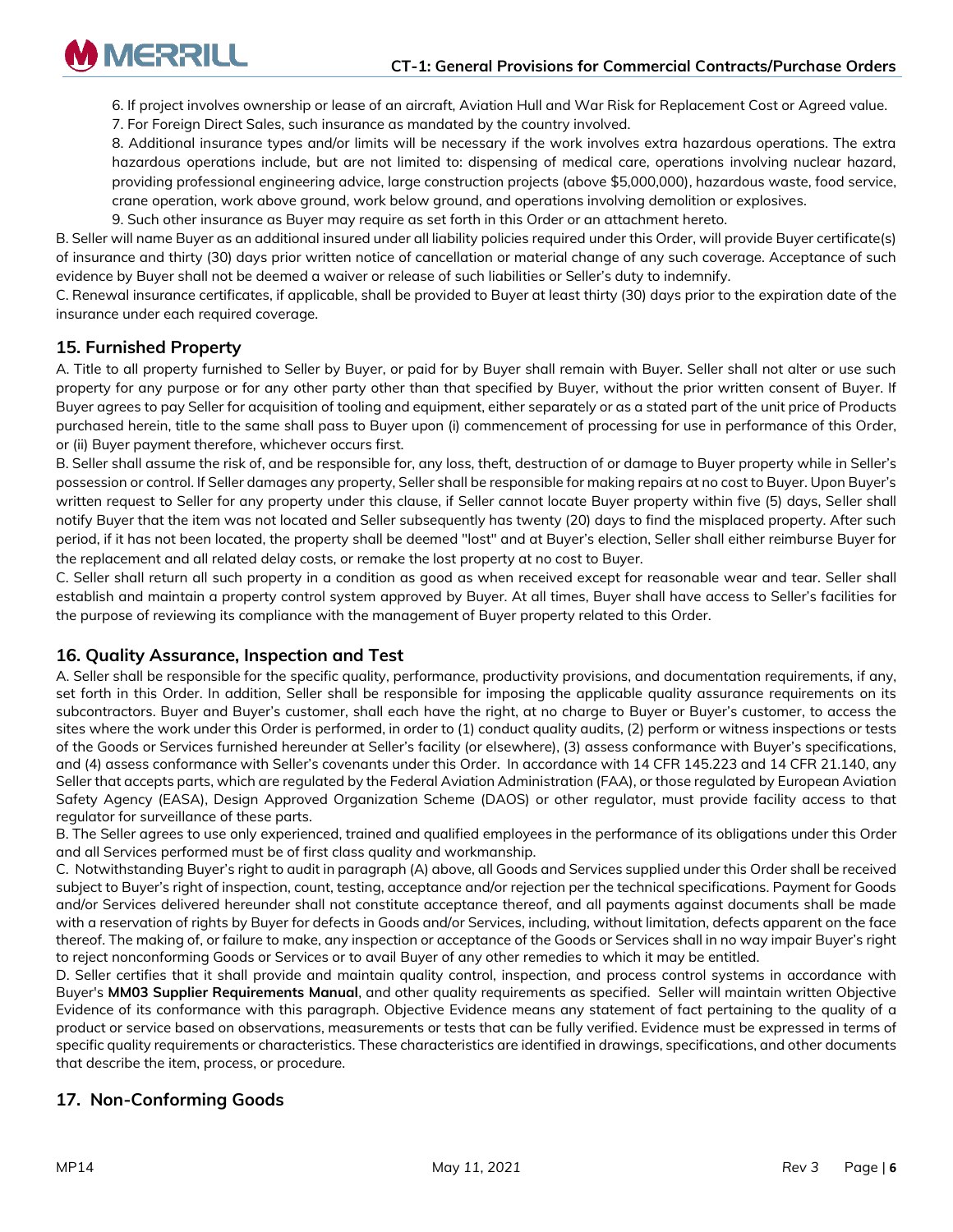6. If project involves ownership or lease of an aircraft, Aviation Hull and War Risk for Replacement Cost or Agreed value.

7. For Foreign Direct Sales, such insurance as mandated by the country involved.

8. Additional insurance types and/or limits will be necessary if the work involves extra hazardous operations. The extra hazardous operations include, but are not limited to: dispensing of medical care, operations involving nuclear hazard, providing professional engineering advice, large construction projects (above $5,000,000), hazardous waste, food service, crane operation, work above ground, work below ground, and operations involving demolition or explosives.

9. Such other insurance as Buyer may require as set forth in this Order or an attachment hereto.

B. Seller will name Buyer as an additional insured under all liability policies required under this Order, will provide Buyer certificate(s) of insurance and thirty (30) days prior written notice of cancellation or material change of any such coverage. Acceptance of such evidence by Buyer shall not be deemed a waiver or release of such liabilities or Seller's duty to indemnify.

C. Renewal insurance certificates, if applicable, shall be provided to Buyer at least thirty (30) days prior to the expiration date of the insurance under each required coverage.

## 15. Furnished Property

A. Title to all property furnished to Seller by Buyer, or paid for by Buyer shall remain with Buyer. Seller shall not alter or use such property for any purpose or for any other party other than that specified by Buyer, without the prior written consent of Buyer. If Buyer agrees to pay Seller for acquisition of tooling and equipment, either separately or as a stated part of the unit price of Products purchased herein, title to the same shall pass to Buyer upon (i) commencement of processing for use in performance of this Order, or (ii) Buyer payment therefore, whichever occurs first.

B. Seller shall assume the risk of, and be responsible for, any loss, theft, destruction of or damage to Buyer property while in Seller's possession or control. If Seller damages any property, Seller shall be responsible for making repairs at no cost to Buyer. Upon Buyer's written request to Seller for any property under this clause, if Seller cannot locate Buyer property within five (5) days, Seller shall notify Buyer that the item was not located and Seller subsequently has twenty (20) days to find the misplaced property. After such period, if it has not been located, the property shall be deemed "lost" and at Buyer's election, Seller shall either reimburse Buyer for the replacement and all related delay costs, or remake the lost property at no cost to Buyer.

C. Seller shall return all such property in a condition as good as when received except for reasonable wear and tear. Seller shall establish and maintain a property control system approved by Buyer. At all times, Buyer shall have access to Seller's facilities for the purpose of reviewing its compliance with the management of Buyer property related to this Order.

## 16. Quality Assurance, Inspection and Test

A. Seller shall be responsible for the specific quality, performance, productivity provisions, and documentation requirements, if any, set forth in this Order. In addition, Seller shall be responsible for imposing the applicable quality assurance requirements on its subcontractors. Buyer and Buyer's customer, shall each have the right, at no charge to Buyer or Buyer's customer, to access the sites where the work under this Order is performed, in order to (1) conduct quality audits, (2) perform or witness inspections or tests of the Goods or Services furnished hereunder at Seller's facility (or elsewhere), (3) assess conformance with Buyer's specifications, and (4) assess conformance with Seller's covenants under this Order. In accordance with 14 CFR 145.223 and 14 CFR 21.140, any Seller that accepts parts, which are regulated by the Federal Aviation Administration (FAA), or those regulated by European Aviation Safety Agency (EASA), Design Approved Organization Scheme (DAOS) or other regulator, must provide facility access to that regulator for surveillance of these parts.

B. The Seller agrees to use only experienced, trained and qualified employees in the performance of its obligations under this Order and all Services performed must be of first class quality and workmanship.

C. Notwithstanding Buyer's right to audit in paragraph (A) above, all Goods and Services supplied under this Order shall be received subject to Buyer's right of inspection, count, testing, acceptance and/or rejection per the technical specifications. Payment for Goods and/or Services delivered hereunder shall not constitute acceptance thereof, and all payments against documents shall be made with a reservation of rights by Buyer for defects in Goods and/or Services, including, without limitation, defects apparent on the face thereof. The making of, or failure to make, any inspection or acceptance of the Goods or Services shall in no way impair Buyer's right to reject nonconforming Goods or Services or to avail Buyer of any other remedies to which it may be entitled.

D. Seller certifies that it shall provide and maintain quality control, inspection, and process control systems in accordance with Buyer's **MM03 Supplier Requirements Manual**, and other quality requirements as specified. Seller will maintain written Objective Evidence of its conformance with this paragraph. Objective Evidence means any statement of fact pertaining to the quality of a product or service based on observations, measurements or tests that can be fully verified. Evidence must be expressed in terms of specific quality requirements or characteristics. These characteristics are identified in drawings, specifications, and other documents that describe the item, process, or procedure.

## 17. Non-Conforming Goods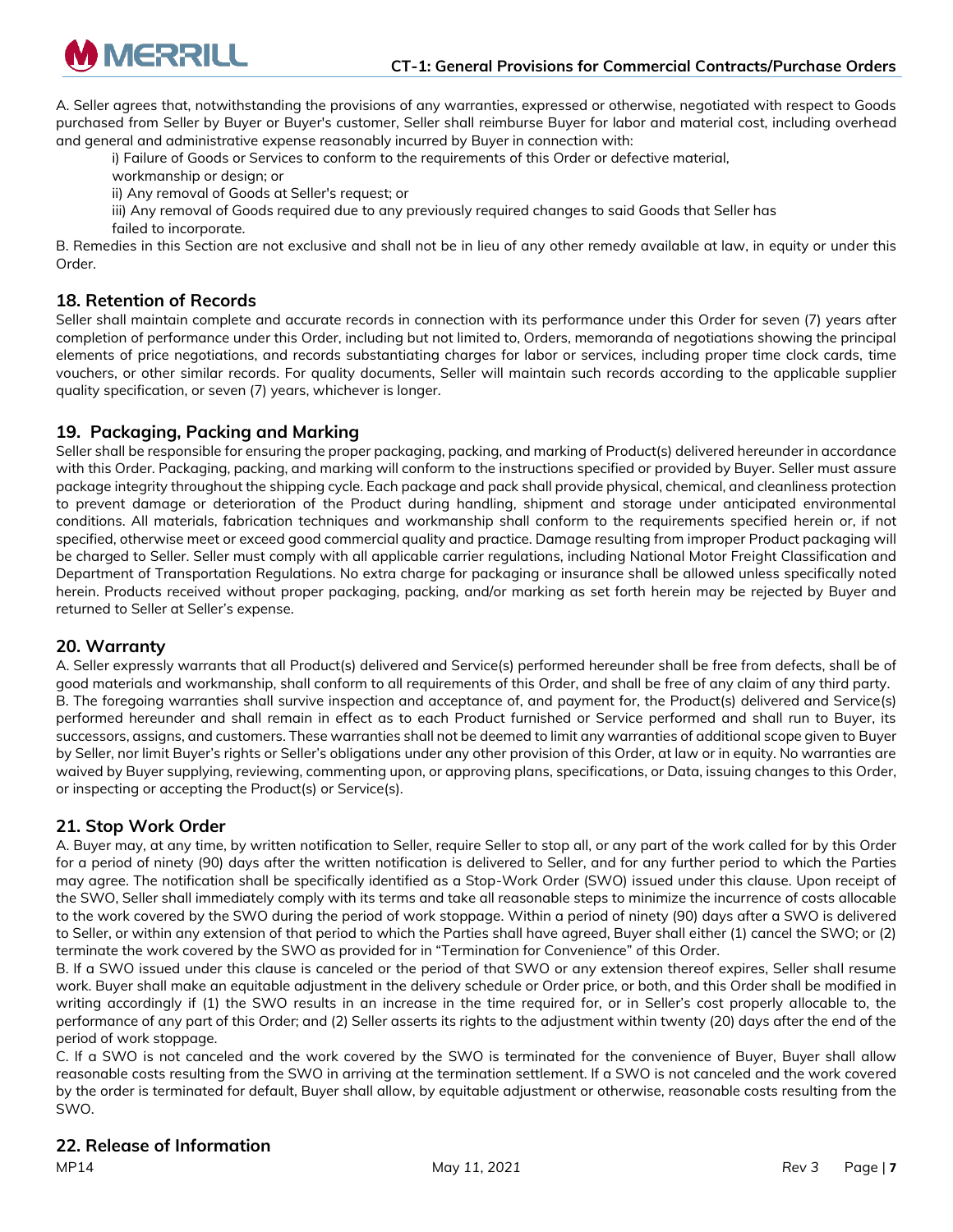A. Seller agrees that, notwithstanding the provisions of any warranties, expressed or otherwise, negotiated with respect to Goods purchased from Seller by Buyer or Buyer's customer, Seller shall reimburse Buyer for labor and material cost, including overhead and general and administrative expense reasonably incurred by Buyer in connection with:

i) Failure of Goods or Services to conform to the requirements of this Order or defective material, workmanship or design; or

ii) Any removal of Goods at Seller's request; or

iii) Any removal of Goods required due to any previously required changes to said Goods that Seller has failed to incorporate.

B. Remedies in this Section are not exclusive and shall not be in lieu of any other remedy available at law, in equity or under this Order.

## 18. Retention of Records

Seller shall maintain complete and accurate records in connection with its performance under this Order for seven (7) years after completion of performance under this Order, including but not limited to, Orders, memoranda of negotiations showing the principal elements of price negotiations, and records substantiating charges for labor or services, including proper time clock cards, time vouchers, or other similar records. For quality documents, Seller will maintain such records according to the applicable supplier quality specification, or seven (7) years, whichever is longer.

## 19. Packaging, Packing and Marking

Seller shall be responsible for ensuring the proper packaging, packing, and marking of Product(s) delivered hereunder in accordance with this Order. Packaging, packing, and marking will conform to the instructions specified or provided by Buyer. Seller must assure package integrity throughout the shipping cycle. Each package and pack shall provide physical, chemical, and cleanliness protection to prevent damage or deterioration of the Product during handling, shipment and storage under anticipated environmental conditions. All materials, fabrication techniques and workmanship shall conform to the requirements specified herein or, if not specified, otherwise meet or exceed good commercial quality and practice. Damage resulting from improper Product packaging will be charged to Seller. Seller must comply with all applicable carrier regulations, including National Motor Freight Classification and Department of Transportation Regulations. No extra charge for packaging or insurance shall be allowed unless specifically noted herein. Products received without proper packaging, packing, and/or marking as set forth herein may be rejected by Buyer and returned to Seller at Seller's expense.

## 20. Warranty

A. Seller expressly warrants that all Product(s) delivered and Service(s) performed hereunder shall be free from defects, shall be of good materials and workmanship, shall conform to all requirements of this Order, and shall be free of any claim of any third party.

B. The foregoing warranties shall survive inspection and acceptance of, and payment for, the Product(s) delivered and Service(s) performed hereunder and shall remain in effect as to each Product furnished or Service performed and shall run to Buyer, its successors, assigns, and customers. These warranties shall not be deemed to limit any warranties of additional scope given to Buyer by Seller, nor limit Buyer's rights or Seller's obligations under any other provision of this Order, at law or in equity. No warranties are waived by Buyer supplying, reviewing, commenting upon, or approving plans, specifications, or Data, issuing changes to this Order, or inspecting or accepting the Product(s) or Service(s).

## 21. Stop Work Order

A. Buyer may, at any time, by written notification to Seller, require Seller to stop all, or any part of the work called for by this Order for a period of ninety (90) days after the written notification is delivered to Seller, and for any further period to which the Parties may agree. The notification shall be specifically identified as a Stop-Work Order (SWO) issued under this clause. Upon receipt of the SWO, Seller shall immediately comply with its terms and take all reasonable steps to minimize the incurrence of costs allocable to the work covered by the SWO during the period of work stoppage. Within a period of ninety (90) days after a SWO is delivered to Seller, or within any extension of that period to which the Parties shall have agreed, Buyer shall either (1) cancel the SWO; or (2) terminate the work covered by the SWO as provided for in "Termination for Convenience" of this Order.

B. If a SWO issued under this clause is canceled or the period of that SWO or any extension thereof expires, Seller shall resume work. Buyer shall make an equitable adjustment in the delivery schedule or Order price, or both, and this Order shall be modified in writing accordingly if (1) the SWO results in an increase in the time required for, or in Seller's cost properly allocable to, the performance of any part of this Order; and (2) Seller asserts its rights to the adjustment within twenty (20) days after the end of the period of work stoppage.

C. If a SWO is not canceled and the work covered by the SWO is terminated for the convenience of Buyer, Buyer shall allow reasonable costs resulting from the SWO in arriving at the termination settlement. If a SWO is not canceled and the work covered by the order is terminated for default, Buyer shall allow, by equitable adjustment or otherwise, reasonable costs resulting from the SWO.

## 22. Release of Information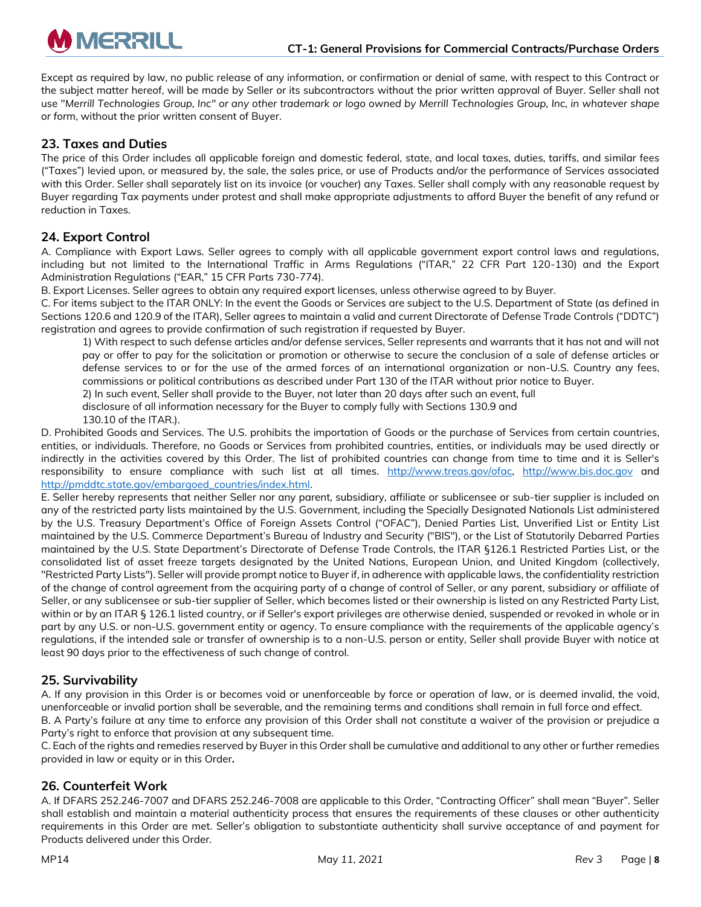Except as required by law, no public release of any information, or confirmation or denial of same, with respect to this Contract or the subject matter hereof, will be made by Seller or its subcontractors without the prior written approval of Buyer. Seller shall not use "*Merrill Technologies Group, Inc" or any other trademark or logo owned by Merrill Technologies Group, Inc, in whatever shape or form*, without the prior written consent of Buyer.

## 23. Taxes and Duties

The price of this Order includes all applicable foreign and domestic federal, state, and local taxes, duties, tariffs, and similar fees ("Taxes") levied upon, or measured by, the sale, the sales price, or use of Products and/or the performance of Services associated with this Order. Seller shall separately list on its invoice (or voucher) any Taxes. Seller shall comply with any reasonable request by Buyer regarding Tax payments under protest and shall make appropriate adjustments to afford Buyer the benefit of any refund or reduction in Taxes.

## 24. Export Control

A. Compliance with Export Laws. Seller agrees to comply with all applicable government export control laws and regulations, including but not limited to the International Traffic in Arms Regulations ("ITAR," 22 CFR Part 120-130) and the Export Administration Regulations ("EAR," 15 CFR Parts 730-774).

B. Export Licenses. Seller agrees to obtain any required export licenses, unless otherwise agreed to by Buyer.

C. For items subject to the ITAR ONLY: In the event the Goods or Services are subject to the U.S. Department of State (as defined in Sections 120.6 and 120.9 of the ITAR), Seller agrees to maintain a valid and current Directorate of Defense Trade Controls ("DDTC") registration and agrees to provide confirmation of such registration if requested by Buyer.

1) With respect to such defense articles and/or defense services, Seller represents and warrants that it has not and will not pay or offer to pay for the solicitation or promotion or otherwise to secure the conclusion of a sale of defense articles or defense services to or for the use of the armed forces of an international organization or non-U.S. Country any fees, commissions or political contributions as described under Part 130 of the ITAR without prior notice to Buyer.

2) In such event, Seller shall provide to the Buyer, not later than 20 days after such an event, full disclosure of all information necessary for the Buyer to comply fully with Sections 130.9 and 130.10 of the ITAR.).

D. Prohibited Goods and Services. The U.S. prohibits the importation of Goods or the purchase of Services from certain countries, entities, or individuals. Therefore, no Goods or Services from prohibited countries, entities, or individuals may be used directly or indirectly in the activities covered by this Order. The list of prohibited countries can change from time to time and it is Seller's responsibility to ensure compliance with such list at all times. http://www.treas.gov/ofac, http://www.bis.doc.gov and http://pmddtc.state.gov/embargoed_countries/index.html.

E. Seller hereby represents that neither Seller nor any parent, subsidiary, affiliate or sublicensee or sub-tier supplier is included on any of the restricted party lists maintained by the U.S. Government, including the Specially Designated Nationals List administered by the U.S. Treasury Department's Office of Foreign Assets Control ("OFAC"), Denied Parties List, Unverified List or Entity List maintained by the U.S. Commerce Department's Bureau of Industry and Security ("BIS"), or the List of Statutorily Debarred Parties maintained by the U.S. State Department's Directorate of Defense Trade Controls, the ITAR §126.1 Restricted Parties List, or the consolidated list of asset freeze targets designated by the United Nations, European Union, and United Kingdom (collectively, "Restricted Party Lists"). Seller will provide prompt notice to Buyer if, in adherence with applicable laws, the confidentiality restriction of the change of control agreement from the acquiring party of a change of control of Seller, or any parent, subsidiary or affiliate of Seller, or any sublicensee or sub-tier supplier of Seller, which becomes listed or their ownership is listed on any Restricted Party List, within or by an ITAR § 126.1 listed country, or if Seller's export privileges are otherwise denied, suspended or revoked in whole or in part by any U.S. or non-U.S. government entity or agency. To ensure compliance with the requirements of the applicable agency's regulations, if the intended sale or transfer of ownership is to a non-U.S. person or entity, Seller shall provide Buyer with notice at least 90 days prior to the effectiveness of such change of control.

## 25. Survivability

A. If any provision in this Order is or becomes void or unenforceable by force or operation of law, or is deemed invalid, the void, unenforceable or invalid portion shall be severable, and the remaining terms and conditions shall remain in full force and effect.

B. A Party's failure at any time to enforce any provision of this Order shall not constitute a waiver of the provision or prejudice a Party's right to enforce that provision at any subsequent time.

C. Each of the rights and remedies reserved by Buyer in this Order shall be cumulative and additional to any other or further remedies provided in law or equity or in this Order.

## 26. Counterfeit Work

A. If DFARS 252.246-7007 and DFARS 252.246-7008 are applicable to this Order, "Contracting Officer" shall mean "Buyer". Seller shall establish and maintain a material authenticity process that ensures the requirements of these clauses or other authenticity requirements in this Order are met. Seller's obligation to substantiate authenticity shall survive acceptance of and payment for Products delivered under this Order.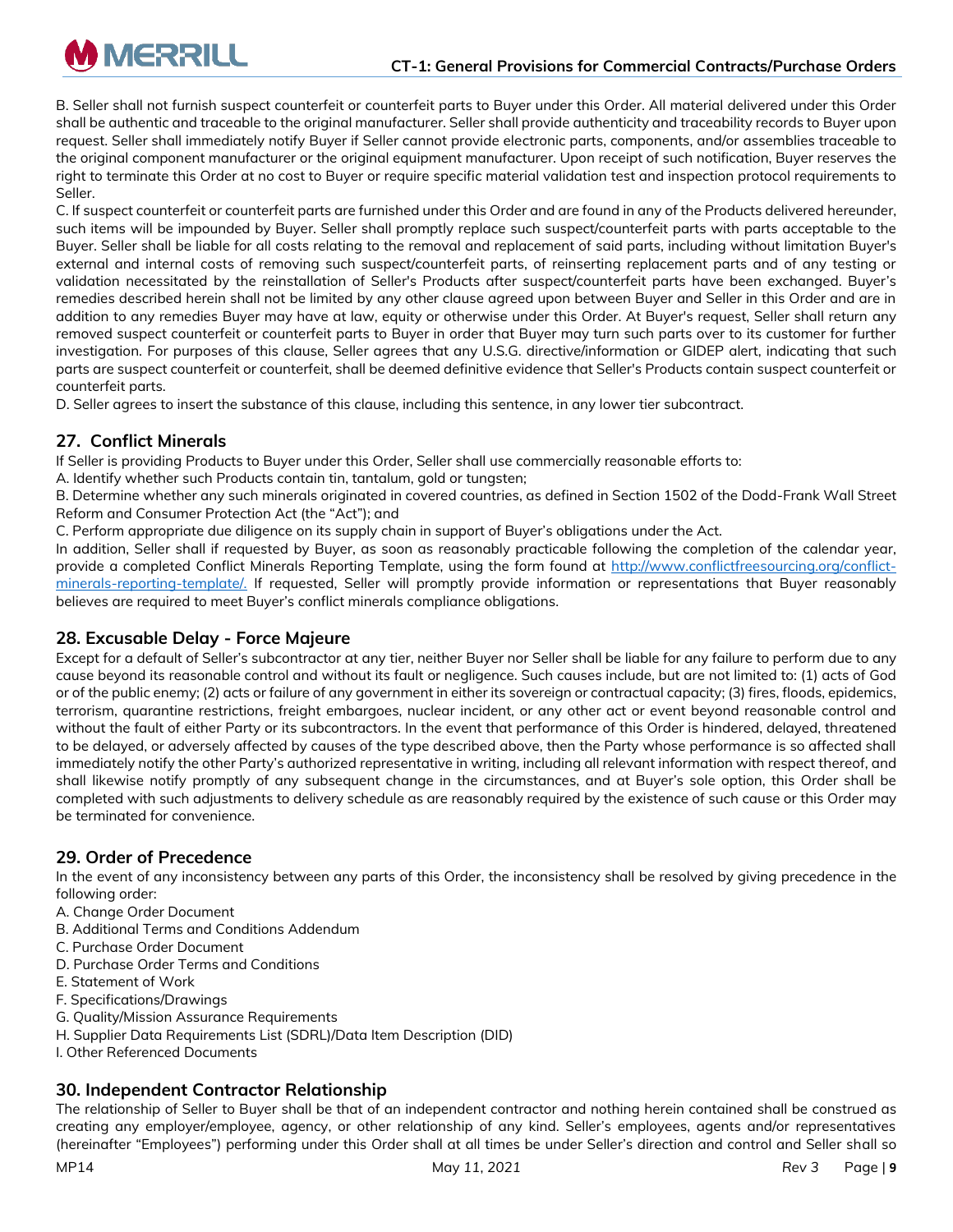B. Seller shall not furnish suspect counterfeit or counterfeit parts to Buyer under this Order. All material delivered under this Order shall be authentic and traceable to the original manufacturer. Seller shall provide authenticity and traceability records to Buyer upon request. Seller shall immediately notify Buyer if Seller cannot provide electronic parts, components, and/or assemblies traceable to the original component manufacturer or the original equipment manufacturer. Upon receipt of such notification, Buyer reserves the right to terminate this Order at no cost to Buyer or require specific material validation test and inspection protocol requirements to Seller.

C. If suspect counterfeit or counterfeit parts are furnished under this Order and are found in any of the Products delivered hereunder, such items will be impounded by Buyer. Seller shall promptly replace such suspect/counterfeit parts with parts acceptable to the Buyer. Seller shall be liable for all costs relating to the removal and replacement of said parts, including without limitation Buyer's external and internal costs of removing such suspect/counterfeit parts, of reinserting replacement parts and of any testing or validation necessitated by the reinstallation of Seller's Products after suspect/counterfeit parts have been exchanged. Buyer's remedies described herein shall not be limited by any other clause agreed upon between Buyer and Seller in this Order and are in addition to any remedies Buyer may have at law, equity or otherwise under this Order. At Buyer's request, Seller shall return any removed suspect counterfeit or counterfeit parts to Buyer in order that Buyer may turn such parts over to its customer for further investigation. For purposes of this clause, Seller agrees that any U.S.G. directive/information or GIDEP alert, indicating that such parts are suspect counterfeit or counterfeit, shall be deemed definitive evidence that Seller's Products contain suspect counterfeit or counterfeit parts.

D. Seller agrees to insert the substance of this clause, including this sentence, in any lower tier subcontract.

## 27. Conflict Minerals

If Seller is providing Products to Buyer under this Order, Seller shall use commercially reasonable efforts to:

A. Identify whether such Products contain tin, tantalum, gold or tungsten;

B. Determine whether any such minerals originated in covered countries, as defined in Section 1502 of the Dodd-Frank Wall Street Reform and Consumer Protection Act (the "Act"); and

C. Perform appropriate due diligence on its supply chain in support of Buyer's obligations under the Act.

In addition, Seller shall if requested by Buyer, as soon as reasonably practicable following the completion of the calendar year, provide a completed Conflict Minerals Reporting Template, using the form found at http://www.conflictfreesourcing.org/conflict-minerals-reporting-template/. If requested, Seller will promptly provide information or representations that Buyer reasonably believes are required to meet Buyer's conflict minerals compliance obligations.

## 28. Excusable Delay - Force Majeure

Except for a default of Seller's subcontractor at any tier, neither Buyer nor Seller shall be liable for any failure to perform due to any cause beyond its reasonable control and without its fault or negligence. Such causes include, but are not limited to: (1) acts of God or of the public enemy; (2) acts or failure of any government in either its sovereign or contractual capacity; (3) fires, floods, epidemics, terrorism, quarantine restrictions, freight embargoes, nuclear incident, or any other act or event beyond reasonable control and without the fault of either Party or its subcontractors. In the event that performance of this Order is hindered, delayed, threatened to be delayed, or adversely affected by causes of the type described above, then the Party whose performance is so affected shall immediately notify the other Party's authorized representative in writing, including all relevant information with respect thereof, and shall likewise notify promptly of any subsequent change in the circumstances, and at Buyer's sole option, this Order shall be completed with such adjustments to delivery schedule as are reasonably required by the existence of such cause or this Order may be terminated for convenience.

## 29. Order of Precedence

In the event of any inconsistency between any parts of this Order, the inconsistency shall be resolved by giving precedence in the following order:

A. Change Order Document
B. Additional Terms and Conditions Addendum
C. Purchase Order Document
D. Purchase Order Terms and Conditions
E. Statement of Work
F. Specifications/Drawings
G. Quality/Mission Assurance Requirements
H. Supplier Data Requirements List (SDRL)/Data Item Description (DID)
I. Other Referenced Documents

## 30. Independent Contractor Relationship

The relationship of Seller to Buyer shall be that of an independent contractor and nothing herein contained shall be construed as creating any employer/employee, agency, or other relationship of any kind. Seller's employees, agents and/or representatives (hereinafter "Employees") performing under this Order shall at all times be under Seller's direction and control and Seller shall so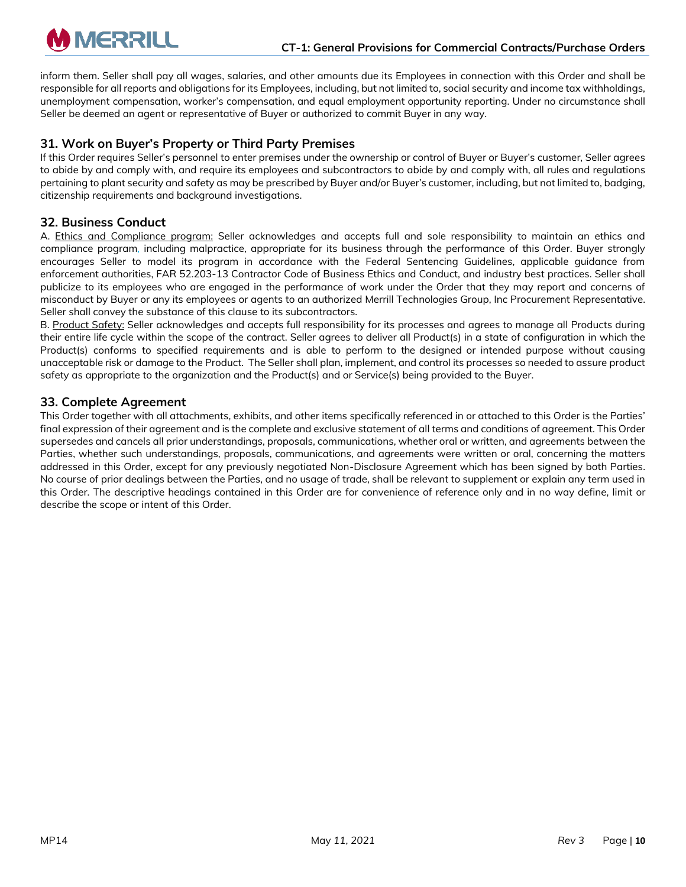inform them. Seller shall pay all wages, salaries, and other amounts due its Employees in connection with this Order and shall be responsible for all reports and obligations for its Employees, including, but not limited to, social security and income tax withholdings, unemployment compensation, worker's compensation, and equal employment opportunity reporting. Under no circumstance shall Seller be deemed an agent or representative of Buyer or authorized to commit Buyer in any way.

## 31. Work on Buyer's Property or Third Party Premises

If this Order requires Seller's personnel to enter premises under the ownership or control of Buyer or Buyer's customer, Seller agrees to abide by and comply with, and require its employees and subcontractors to abide by and comply with, all rules and regulations pertaining to plant security and safety as may be prescribed by Buyer and/or Buyer's customer, including, but not limited to, badging, citizenship requirements and background investigations.

## 32. Business Conduct

A. Ethics and Compliance program: Seller acknowledges and accepts full and sole responsibility to maintain an ethics and compliance program, including malpractice, appropriate for its business through the performance of this Order. Buyer strongly encourages Seller to model its program in accordance with the Federal Sentencing Guidelines, applicable guidance from enforcement authorities, FAR 52.203-13 Contractor Code of Business Ethics and Conduct, and industry best practices. Seller shall publicize to its employees who are engaged in the performance of work under the Order that they may report and concerns of misconduct by Buyer or any its employees or agents to an authorized Merrill Technologies Group, Inc Procurement Representative. Seller shall convey the substance of this clause to its subcontractors.

B. Product Safety: Seller acknowledges and accepts full responsibility for its processes and agrees to manage all Products during their entire life cycle within the scope of the contract. Seller agrees to deliver all Product(s) in a state of configuration in which the Product(s) conforms to specified requirements and is able to perform to the designed or intended purpose without causing unacceptable risk or damage to the Product. The Seller shall plan, implement, and control its processes so needed to assure product safety as appropriate to the organization and the Product(s) and or Service(s) being provided to the Buyer.

## 33. Complete Agreement

This Order together with all attachments, exhibits, and other items specifically referenced in or attached to this Order is the Parties' final expression of their agreement and is the complete and exclusive statement of all terms and conditions of agreement. This Order supersedes and cancels all prior understandings, proposals, communications, whether oral or written, and agreements between the Parties, whether such understandings, proposals, communications, and agreements were written or oral, concerning the matters addressed in this Order, except for any previously negotiated Non-Disclosure Agreement which has been signed by both Parties. No course of prior dealings between the Parties, and no usage of trade, shall be relevant to supplement or explain any term used in this Order. The descriptive headings contained in this Order are for convenience of reference only and in no way define, limit or describe the scope or intent of this Order.